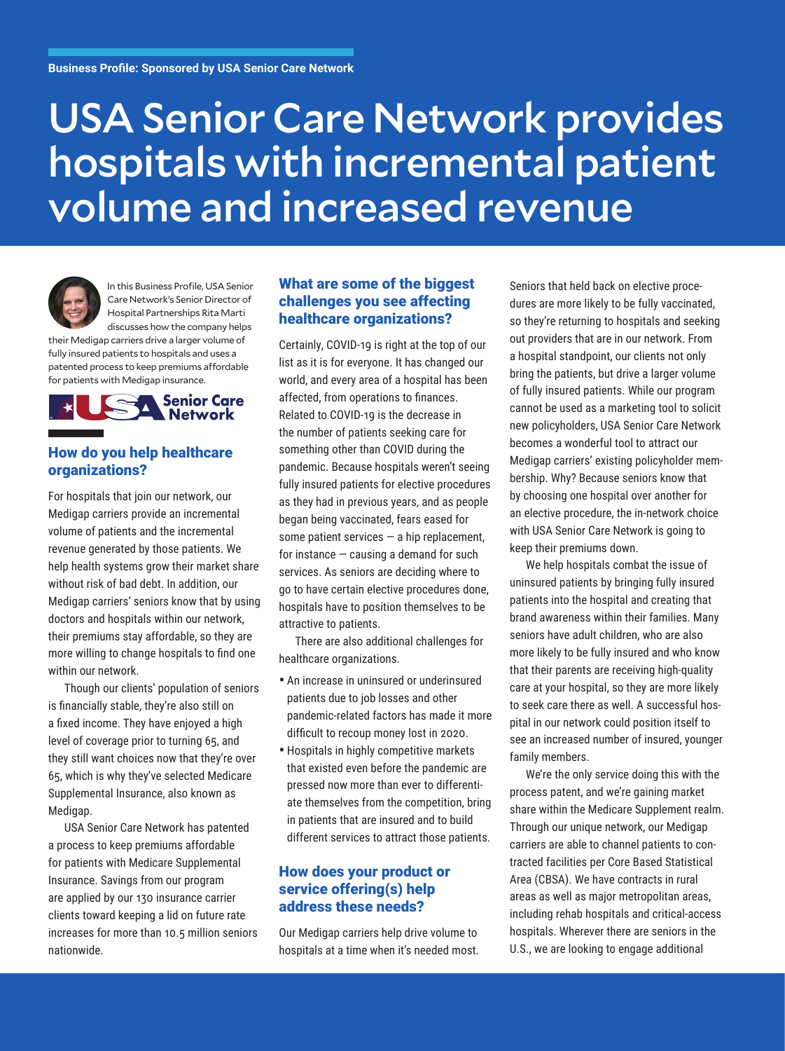Business Profile: Sponsored by USA Senior Care Network

# USA Senior Care Network provides hospitals with incremental patient volume and increased revenue

In this Business Profile, USA Senior Care Network's Senior Director of Hospital Partnerships Rita Marti discusses how the company helps their Medigap carriers drive a larger volume of fully insured patients to hospitals and uses a patented process to keep premiums affordable for patients with Medigap insurance.

## How do you help healthcare organizations?

For hospitals that join our network, our Medigap carriers provide an incremental volume of patients and the incremental revenue generated by those patients. We help health systems grow their market share without risk of bad debt. In addition, our Medigap carriers' seniors know that by using doctors and hospitals within our network, their premiums stay affordable, so they are more willing to change hospitals to find one within our network.

Though our clients' population of seniors is financially stable, they're also still on a fixed income. They have enjoyed a high level of coverage prior to turning 65, and they still want choices now that they're over 65, which is why they've selected Medicare Supplemental Insurance, also known as Medigap.

USA Senior Care Network has patented a process to keep premiums affordable for patients with Medicare Supplemental Insurance. Savings from our program are applied by our 130 insurance carrier clients toward keeping a lid on future rate increases for more than 10.5 million seniors nationwide.

## What are some of the biggest challenges you see affecting healthcare organizations?

Certainly, COVID-19 is right at the top of our list as it is for everyone. It has changed our world, and every area of a hospital has been affected, from operations to finances. Related to COVID-19 is the decrease in the number of patients seeking care for something other than COVID during the pandemic. Because hospitals weren't seeing fully insured patients for elective procedures as they had in previous years, and as people began being vaccinated, fears eased for some patient services — a hip replacement, for instance — causing a demand for such services. As seniors are deciding where to go to have certain elective procedures done, hospitals have to position themselves to be attractive to patients.

There are also additional challenges for healthcare organizations.

- An increase in uninsured or underinsured patients due to job losses and other pandemic-related factors has made it more difficult to recoup money lost in 2020.
- Hospitals in highly competitive markets that existed even before the pandemic are pressed now more than ever to differentiate themselves from the competition, bring in patients that are insured and to build different services to attract those patients.

## How does your product or service offering(s) help address these needs?

Our Medigap carriers help drive volume to hospitals at a time when it's needed most. Seniors that held back on elective procedures are more likely to be fully vaccinated, so they're returning to hospitals and seeking out providers that are in our network. From a hospital standpoint, our clients not only bring the patients, but drive a larger volume of fully insured patients. While our program cannot be used as a marketing tool to solicit new policyholders, USA Senior Care Network becomes a wonderful tool to attract our Medigap carriers' existing policyholder membership. Why? Because seniors know that by choosing one hospital over another for an elective procedure, the in-network choice with USA Senior Care Network is going to keep their premiums down.

We help hospitals combat the issue of uninsured patients by bringing fully insured patients into the hospital and creating that brand awareness within their families. Many seniors have adult children, who are also more likely to be fully insured and who know that their parents are receiving high-quality care at your hospital, so they are more likely to seek care there as well. A successful hospital in our network could position itself to see an increased number of insured, younger family members.

We're the only service doing this with the process patent, and we're gaining market share within the Medicare Supplement realm. Through our unique network, our Medigap carriers are able to channel patients to contracted facilities per Core Based Statistical Area (CBSA). We have contracts in rural areas as well as major metropolitan areas, including rehab hospitals and critical-access hospitals. Wherever there are seniors in the U.S., we are looking to engage additional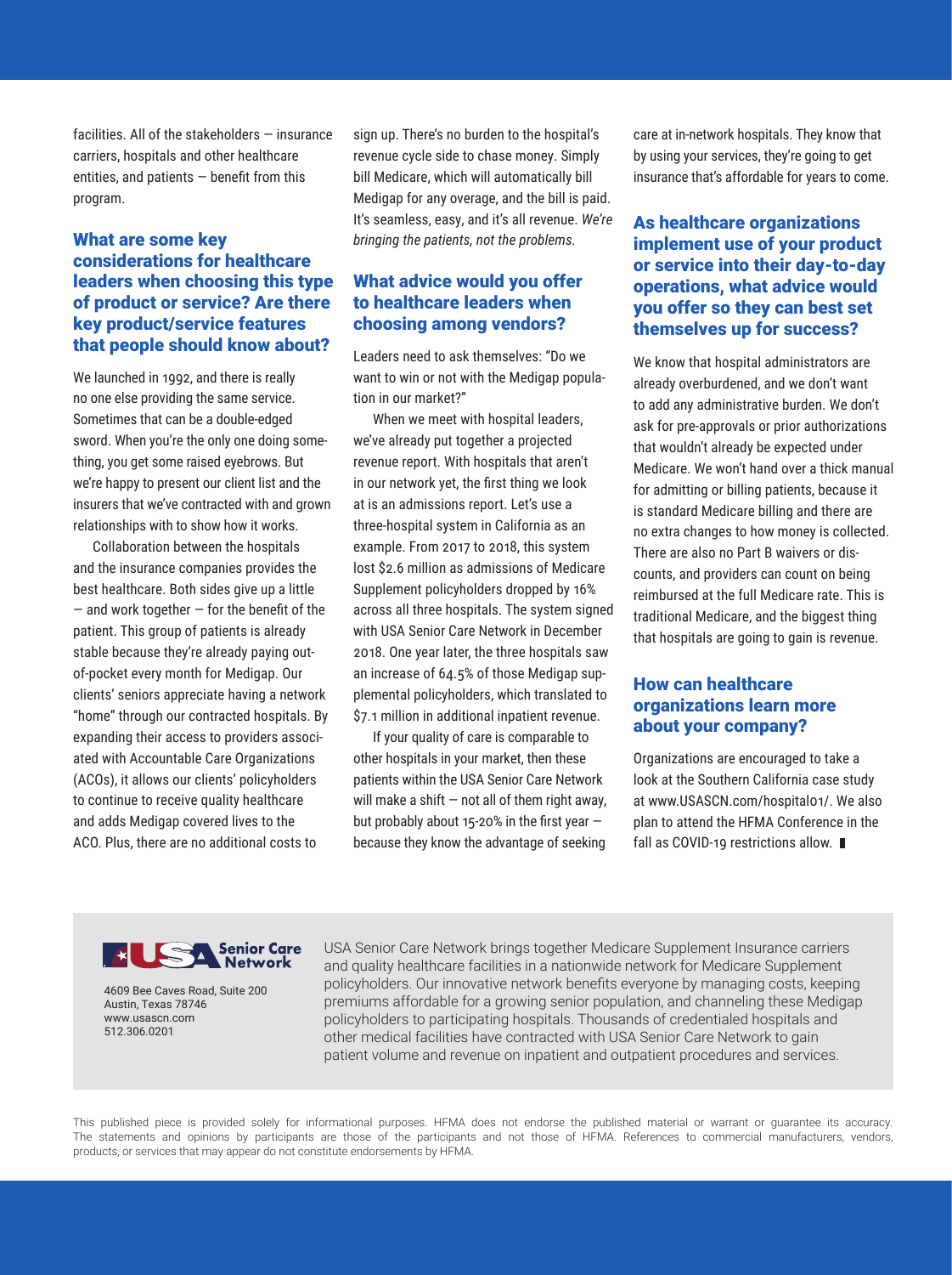facilities. All of the stakeholders — insurance carriers, hospitals and other healthcare entities, and patients — benefit from this program.

## What are some key considerations for healthcare leaders when choosing this type of product or service? Are there key product/service features that people should know about?

We launched in 1992, and there is really no one else providing the same service. Sometimes that can be a double-edged sword. When you're the only one doing something, you get some raised eyebrows. But we're happy to present our client list and the insurers that we've contracted with and grown relationships with to show how it works.

Collaboration between the hospitals and the insurance companies provides the best healthcare. Both sides give up a little — and work together — for the benefit of the patient. This group of patients is already stable because they're already paying out-of-pocket every month for Medigap. Our clients' seniors appreciate having a network "home" through our contracted hospitals. By expanding their access to providers associated with Accountable Care Organizations (ACOs), it allows our clients' policyholders to continue to receive quality healthcare and adds Medigap covered lives to the ACO. Plus, there are no additional costs to sign up. There's no burden to the hospital's revenue cycle side to chase money. Simply bill Medicare, which will automatically bill Medigap for any overage, and the bill is paid. It's seamless, easy, and it's all revenue. *We're bringing the patients, not the problems.*

## What advice would you offer to healthcare leaders when choosing among vendors?

Leaders need to ask themselves: "Do we want to win or not with the Medigap population in our market?"

When we meet with hospital leaders, we've already put together a projected revenue report. With hospitals that aren't in our network yet, the first thing we look at is an admissions report. Let's use a three-hospital system in California as an example. From 2017 to 2018, this system lost $2.6 million as admissions of Medicare Supplement policyholders dropped by 16% across all three hospitals. The system signed with USA Senior Care Network in December 2018. One year later, the three hospitals saw an increase of 64.5% of those Medigap supplemental policyholders, which translated to $7.1 million in additional inpatient revenue.

If your quality of care is comparable to other hospitals in your market, then these patients within the USA Senior Care Network will make a shift — not all of them right away, but probably about 15-20% in the first year — because they know the advantage of seeking care at in-network hospitals. They know that by using your services, they're going to get insurance that's affordable for years to come.

## As healthcare organizations implement use of your product or service into their day-to-day operations, what advice would you offer so they can best set themselves up for success?

We know that hospital administrators are already overburdened, and we don't want to add any administrative burden. We don't ask for pre-approvals or prior authorizations that wouldn't already be expected under Medicare. We won't hand over a thick manual for admitting or billing patients, because it is standard Medicare billing and there are no extra changes to how money is collected. There are also no Part B waivers or discounts, and providers can count on being reimbursed at the full Medicare rate. This is traditional Medicare, and the biggest thing that hospitals are going to gain is revenue.

## How can healthcare organizations learn more about your company?

Organizations are encouraged to take a look at the Southern California case study at www.USASCN.com/hospital01/. We also plan to attend the HFMA Conference in the fall as COVID-19 restrictions allow.

---

**USA Senior Care Network**

4609 Bee Caves Road, Suite 200
Austin, Texas 78746
www.usascn.com
512.306.0201

USA Senior Care Network brings together Medicare Supplement Insurance carriers and quality healthcare facilities in a nationwide network for Medicare Supplement policyholders. Our innovative network benefits everyone by managing costs, keeping premiums affordable for a growing senior population, and channeling these Medigap policyholders to participating hospitals. Thousands of credentialed hospitals and other medical facilities have contracted with USA Senior Care Network to gain patient volume and revenue on inpatient and outpatient procedures and services.

This published piece is provided solely for informational purposes. HFMA does not endorse the published material or warrant or guarantee its accuracy. The statements and opinions by participants are those of the participants and not those of HFMA. References to commercial manufacturers, vendors, products, or services that may appear do not constitute endorsements by HFMA.